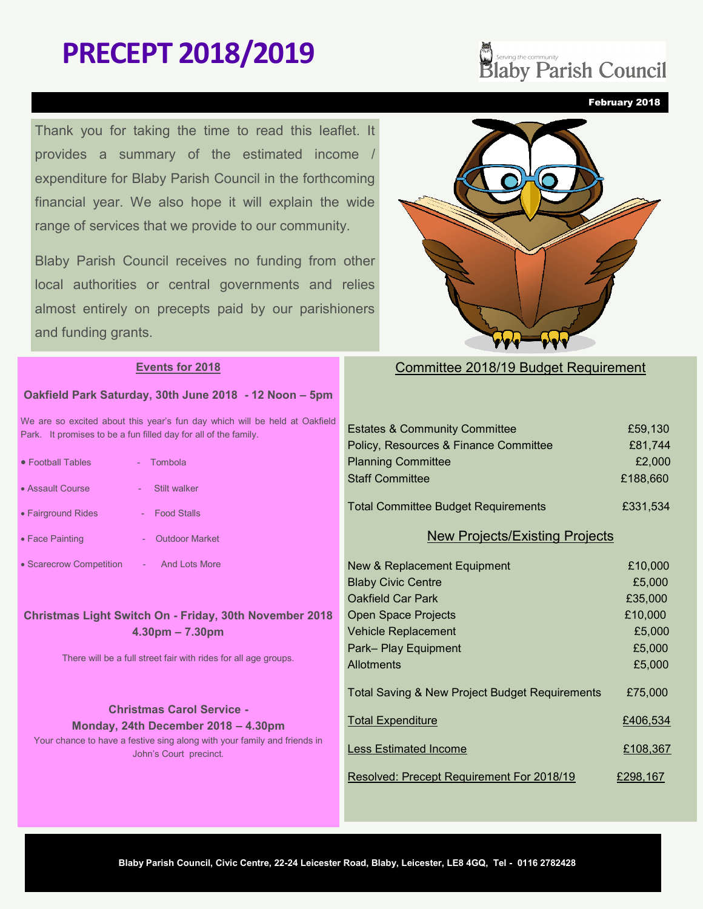# PRECEPT 2018/2019

Serving the community
Blaby Parish Council

February 2018

Thank you for taking the time to read this leaflet. It provides a summary of the estimated income / expenditure for Blaby Parish Council in the forthcoming financial year. We also hope it will explain the wide range of services that we provide to our community.

Blaby Parish Council receives no funding from other local authorities or central governments and relies almost entirely on precepts paid by our parishioners and funding grants.

## Events for 2018

**Oakfield Park Saturday, 30th June 2018 - 12 Noon – 5pm**

We are so excited about this year's fun day which will be held at Oakfield Park. It promises to be a fun filled day for all of the family.

- Football Tables - Tombola
- Assault Course - Stilt walker
- Fairground Rides - Food Stalls
- Face Painting - Outdoor Market
- Scarecrow Competition - And Lots More

**Christmas Light Switch On - Friday, 30th November 2018**
**4.30pm – 7.30pm**

There will be a full street fair with rides for all age groups.

**Christmas Carol Service -**
**Monday, 24th December 2018 – 4.30pm**

Your chance to have a festive sing along with your family and friends in John's Court precinct.

## Committee 2018/19 Budget Requirement

| | |
|---|---|
| Estates & Community Committee | £59,130 |
| Policy, Resources & Finance Committee | £81,744 |
| Planning Committee | £2,000 |
| Staff Committee | £188,660 |
| Total Committee Budget Requirements | £331,534 |

## New Projects/Existing Projects

| | |
|---|---|
| New & Replacement Equipment | £10,000 |
| Blaby Civic Centre | £5,000 |
| Oakfield Car Park | £35,000 |
| Open Space Projects | £10,000 |
| Vehicle Replacement | £5,000 |
| Park– Play Equipment | £5,000 |
| Allotments | £5,000 |
| Total Saving & New Project Budget Requirements | £75,000 |
| Total Expenditure | £406,534 |
| Less Estimated Income | £108,367 |
| Resolved: Precept Requirement For 2018/19 | £298,167 |

Blaby Parish Council, Civic Centre, 22-24 Leicester Road, Blaby, Leicester, LE8 4GQ, Tel - 0116 2782428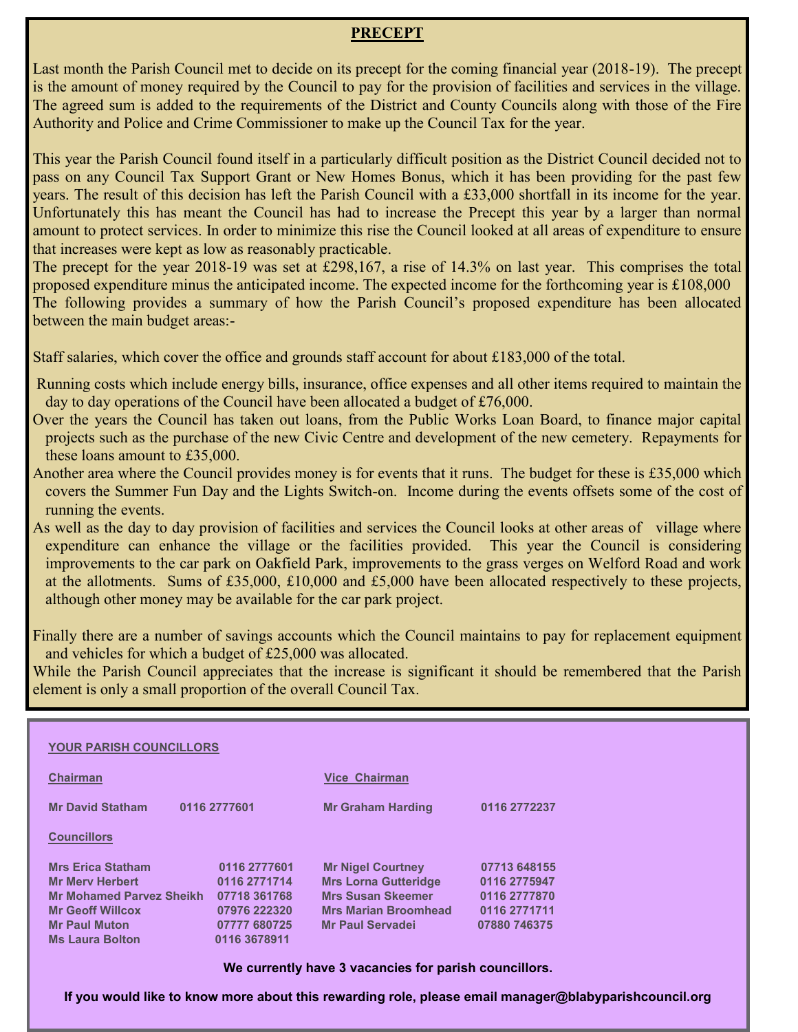## PRECEPT

Last month the Parish Council met to decide on its precept for the coming financial year (2018-19). The precept is the amount of money required by the Council to pay for the provision of facilities and services in the village. The agreed sum is added to the requirements of the District and County Councils along with those of the Fire Authority and Police and Crime Commissioner to make up the Council Tax for the year.

This year the Parish Council found itself in a particularly difficult position as the District Council decided not to pass on any Council Tax Support Grant or New Homes Bonus, which it has been providing for the past few years. The result of this decision has left the Parish Council with a £33,000 shortfall in its income for the year. Unfortunately this has meant the Council has had to increase the Precept this year by a larger than normal amount to protect services. In order to minimize this rise the Council looked at all areas of expenditure to ensure that increases were kept as low as reasonably practicable.

The precept for the year 2018-19 was set at £298,167, a rise of 14.3% on last year. This comprises the total proposed expenditure minus the anticipated income. The expected income for the forthcoming year is £108,000

The following provides a summary of how the Parish Council's proposed expenditure has been allocated between the main budget areas:-

Staff salaries, which cover the office and grounds staff account for about £183,000 of the total.

Running costs which include energy bills, insurance, office expenses and all other items required to maintain the day to day operations of the Council have been allocated a budget of £76,000.

Over the years the Council has taken out loans, from the Public Works Loan Board, to finance major capital projects such as the purchase of the new Civic Centre and development of the new cemetery. Repayments for these loans amount to £35,000.

Another area where the Council provides money is for events that it runs. The budget for these is £35,000 which covers the Summer Fun Day and the Lights Switch-on. Income during the events offsets some of the cost of running the events.

As well as the day to day provision of facilities and services the Council looks at other areas of village where expenditure can enhance the village or the facilities provided. This year the Council is considering improvements to the car park on Oakfield Park, improvements to the grass verges on Welford Road and work at the allotments. Sums of £35,000, £10,000 and £5,000 have been allocated respectively to these projects, although other money may be available for the car park project.

Finally there are a number of savings accounts which the Council maintains to pay for replacement equipment and vehicles for which a budget of £25,000 was allocated.

While the Parish Council appreciates that the increase is significant it should be remembered that the Parish element is only a small proportion of the overall Council Tax.

## YOUR PARISH COUNCILLORS

**Chairman**

**Mr David Statham** 0116 2777601

**Vice Chairman**

**Mr Graham Harding** 0116 2772237

**Councillors**

| | | | |
|---|---|---|---|
| Mrs Erica Statham | 0116 2777601 | Mr Nigel Courtney | 07713 648155 |
| Mr Merv Herbert | 0116 2771714 | Mrs Lorna Gutteridge | 0116 2775947 |
| Mr Mohamed Parvez Sheikh | 07718 361768 | Mrs Susan Skeemer | 0116 2777870 |
| Mr Geoff Willcox | 07976 222320 | Mrs Marian Broomhead | 0116 2771711 |
| Mr Paul Muton | 07777 680725 | Mr Paul Servadei | 07880 746375 |
| Ms Laura Bolton | 0116 3678911 | | |

**We currently have 3 vacancies for parish councillors.**

**If you would like to know more about this rewarding role, please email manager@blabyparishcouncil.org**